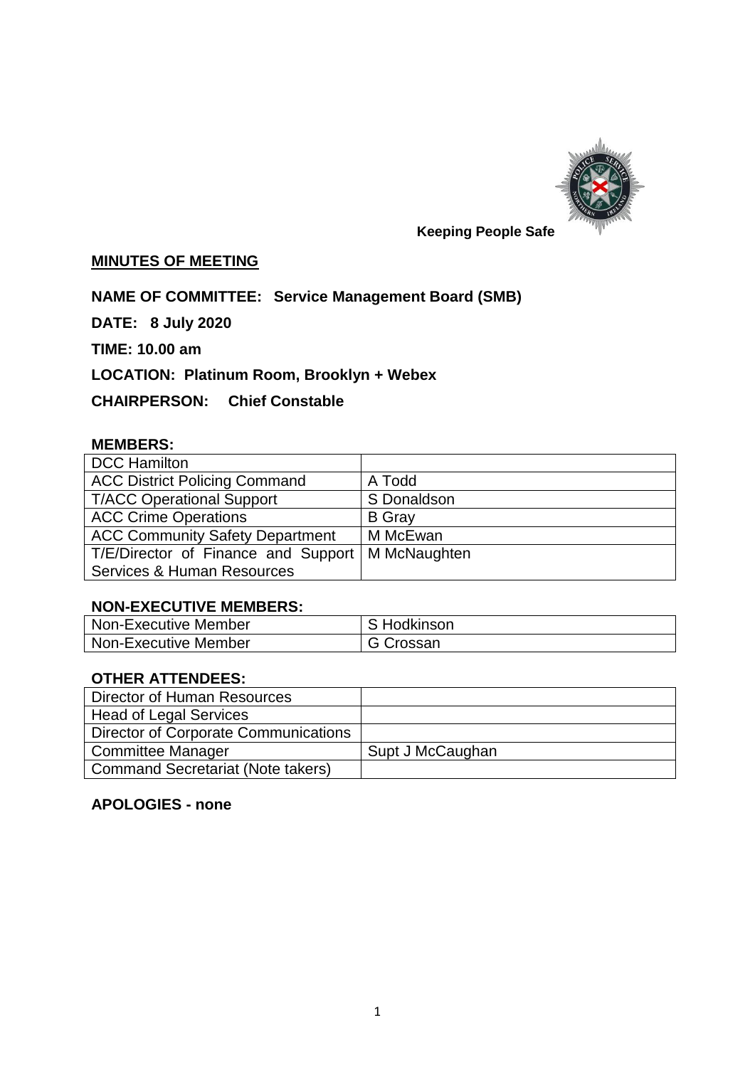**Keeping People Safe**

## MINUTES OF MEETING

**NAME OF COMMITTEE: Service Management Board (SMB)**

**DATE: 8 July 2020**

**TIME: 10.00 am**

**LOCATION: Platinum Room, Brooklyn + Webex**

**CHAIRPERSON: Chief Constable**

**MEMBERS:**

| | |
|---|---|
| DCC Hamilton | |
| ACC District Policing Command | A Todd |
| T/ACC Operational Support | S Donaldson |
| ACC Crime Operations | B Gray |
| ACC Community Safety Department | M McEwan |
| T/E/Director of Finance and Support Services & Human Resources | M McNaughten |

**NON-EXECUTIVE MEMBERS:**

| | |
|---|---|
| Non-Executive Member | S Hodkinson |
| Non-Executive Member | G Crossan |

**OTHER ATTENDEES:**

| | |
|---|---|
| Director of Human Resources | |
| Head of Legal Services | |
| Director of Corporate Communications | |
| Committee Manager | Supt J McCaughan |
| Command Secretariat (Note takers) | |

**APOLOGIES - none**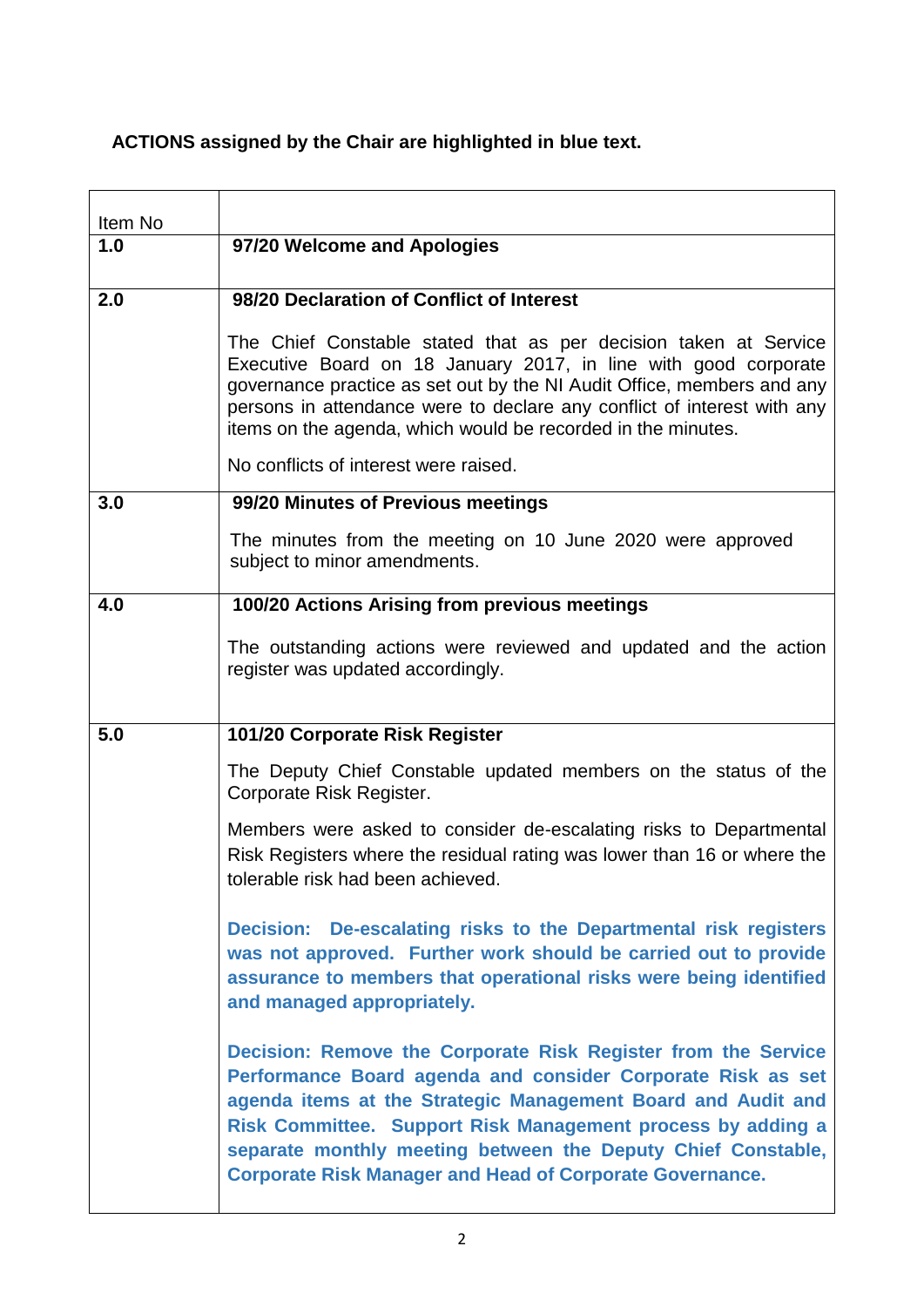**ACTIONS assigned by the Chair are highlighted in blue text.**

| Item No | |
|---|---|
| **1.0** | **97/20 Welcome and Apologies** |
| **2.0** | **98/20 Declaration of Conflict of Interest**<br><br>The Chief Constable stated that as per decision taken at Service Executive Board on 18 January 2017, in line with good corporate governance practice as set out by the NI Audit Office, members and any persons in attendance were to declare any conflict of interest with any items on the agenda, which would be recorded in the minutes.<br><br>No conflicts of interest were raised. |
| **3.0** | **99/20 Minutes of Previous meetings**<br><br>The minutes from the meeting on 10 June 2020 were approved subject to minor amendments. |
| **4.0** | **100/20 Actions Arising from previous meetings**<br><br>The outstanding actions were reviewed and updated and the action register was updated accordingly. |
| **5.0** | **101/20 Corporate Risk Register**<br><br>The Deputy Chief Constable updated members on the status of the Corporate Risk Register.<br><br>Members were asked to consider de-escalating risks to Departmental Risk Registers where the residual rating was lower than 16 or where the tolerable risk had been achieved.<br><br>**Decision: De-escalating risks to the Departmental risk registers was not approved. Further work should be carried out to provide assurance to members that operational risks were being identified and managed appropriately.**<br><br>**Decision: Remove the Corporate Risk Register from the Service Performance Board agenda and consider Corporate Risk as set agenda items at the Strategic Management Board and Audit and Risk Committee. Support Risk Management process by adding a separate monthly meeting between the Deputy Chief Constable, Corporate Risk Manager and Head of Corporate Governance.** |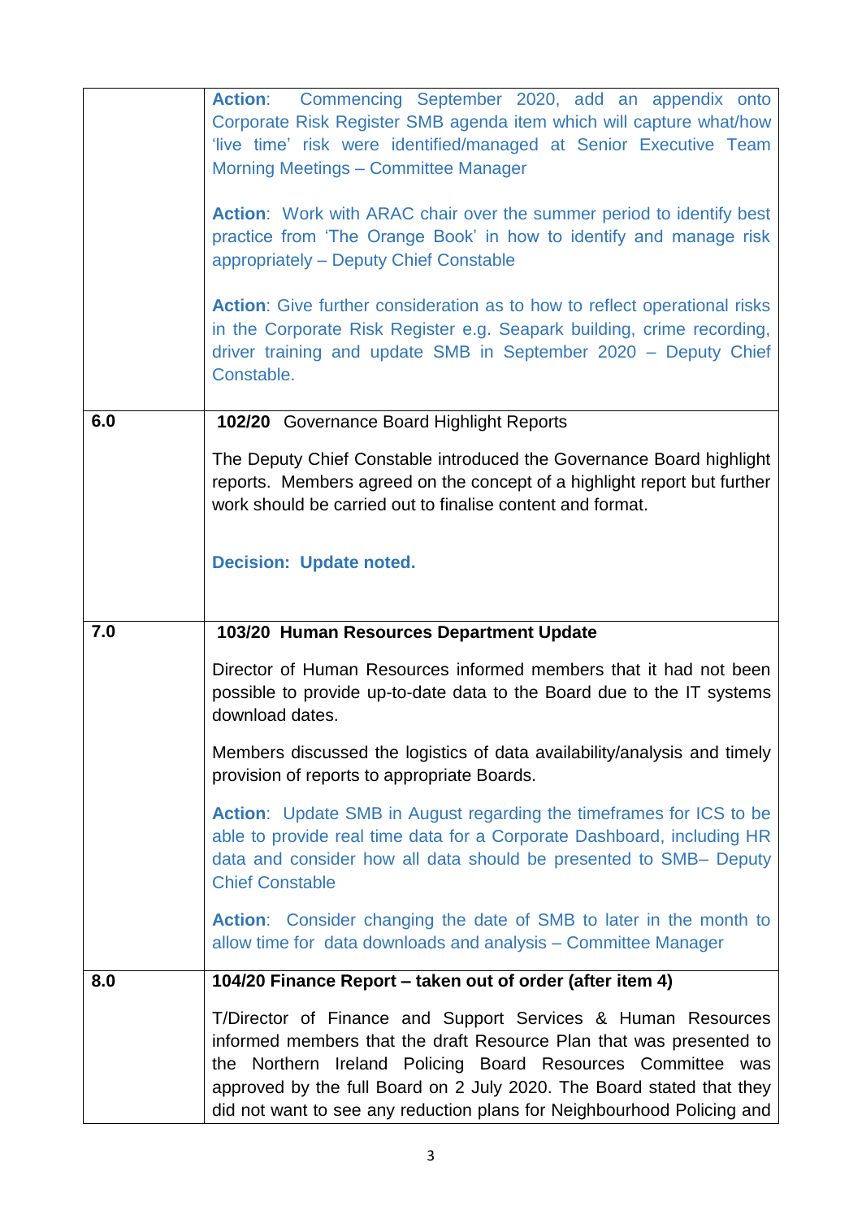| | |
|---|---|
| | **Action**: Commencing September 2020, add an appendix onto Corporate Risk Register SMB agenda item which will capture what/how 'live time' risk were identified/managed at Senior Executive Team Morning Meetings – Committee Manager<br><br>**Action**: Work with ARAC chair over the summer period to identify best practice from 'The Orange Book' in how to identify and manage risk appropriately – Deputy Chief Constable<br><br>**Action**: Give further consideration as to how to reflect operational risks in the Corporate Risk Register e.g. Seapark building, crime recording, driver training and update SMB in September 2020 – Deputy Chief Constable. |
| **6.0** | **102/20** Governance Board Highlight Reports<br><br>The Deputy Chief Constable introduced the Governance Board highlight reports. Members agreed on the concept of a highlight report but further work should be carried out to finalise content and format.<br><br>**Decision: Update noted.** |
| **7.0** | **103/20 Human Resources Department Update**<br><br>Director of Human Resources informed members that it had not been possible to provide up-to-date data to the Board due to the IT systems download dates.<br><br>Members discussed the logistics of data availability/analysis and timely provision of reports to appropriate Boards.<br><br>**Action**: Update SMB in August regarding the timeframes for ICS to be able to provide real time data for a Corporate Dashboard, including HR data and consider how all data should be presented to SMB– Deputy Chief Constable<br><br>**Action**: Consider changing the date of SMB to later in the month to allow time for data downloads and analysis – Committee Manager |
| **8.0** | **104/20 Finance Report – taken out of order (after item 4)**<br><br>T/Director of Finance and Support Services & Human Resources informed members that the draft Resource Plan that was presented to the Northern Ireland Policing Board Resources Committee was approved by the full Board on 2 July 2020. The Board stated that they did not want to see any reduction plans for Neighbourhood Policing and |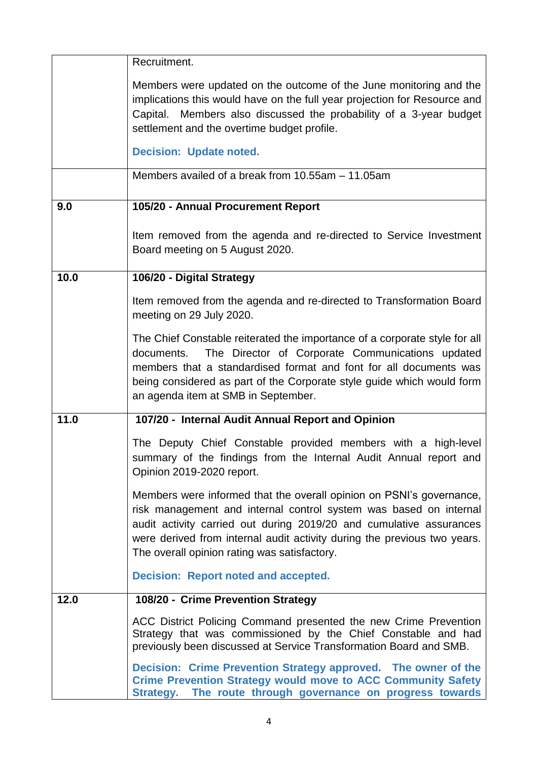| | |
|---|---|
| | Recruitment.<br><br>Members were updated on the outcome of the June monitoring and the implications this would have on the full year projection for Resource and Capital. Members also discussed the probability of a 3-year budget settlement and the overtime budget profile.<br><br>**Decision: Update noted.** |
| | Members availed of a break from 10.55am – 11.05am |
| **9.0** | **105/20 - Annual Procurement Report**<br><br>Item removed from the agenda and re-directed to Service Investment Board meeting on 5 August 2020. |
| **10.0** | **106/20 - Digital Strategy**<br><br>Item removed from the agenda and re-directed to Transformation Board meeting on 29 July 2020.<br><br>The Chief Constable reiterated the importance of a corporate style for all documents. The Director of Corporate Communications updated members that a standardised format and font for all documents was being considered as part of the Corporate style guide which would form an agenda item at SMB in September. |
| **11.0** | **107/20 - Internal Audit Annual Report and Opinion**<br><br>The Deputy Chief Constable provided members with a high-level summary of the findings from the Internal Audit Annual report and Opinion 2019-2020 report.<br><br>Members were informed that the overall opinion on PSNI's governance, risk management and internal control system was based on internal audit activity carried out during 2019/20 and cumulative assurances were derived from internal audit activity during the previous two years. The overall opinion rating was satisfactory.<br><br>**Decision: Report noted and accepted.** |
| **12.0** | **108/20 - Crime Prevention Strategy**<br><br>ACC District Policing Command presented the new Crime Prevention Strategy that was commissioned by the Chief Constable and had previously been discussed at Service Transformation Board and SMB.<br><br>**Decision: Crime Prevention Strategy approved. The owner of the Crime Prevention Strategy would move to ACC Community Safety Strategy. The route through governance on progress towards** |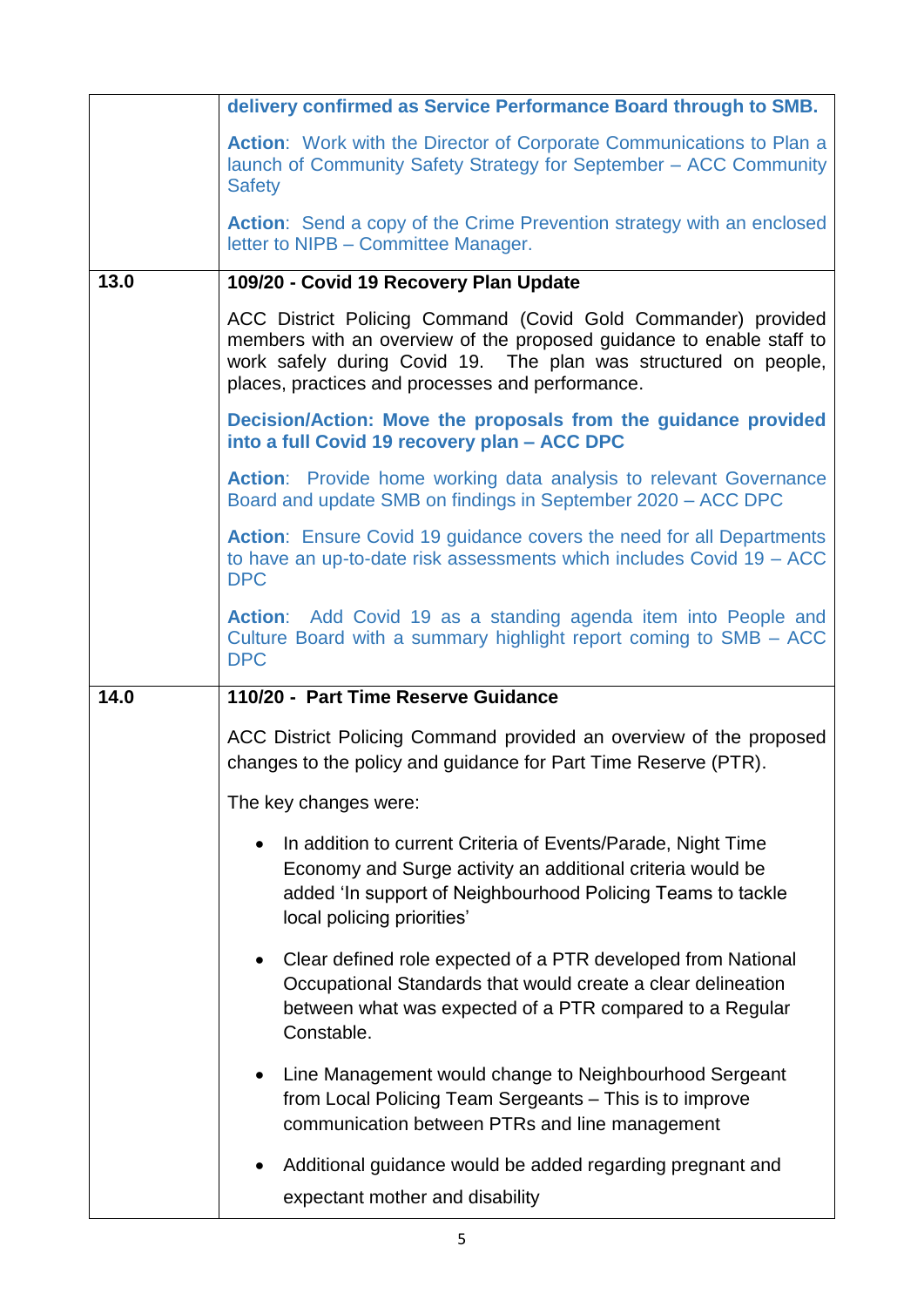| | |
|---|---|
| | **delivery confirmed as Service Performance Board through to SMB.**<br><br>**Action**: Work with the Director of Corporate Communications to Plan a launch of Community Safety Strategy for September – ACC Community Safety<br><br>**Action**: Send a copy of the Crime Prevention strategy with an enclosed letter to NIPB – Committee Manager. |
| **13.0** | **109/20 - Covid 19 Recovery Plan Update**<br><br>ACC District Policing Command (Covid Gold Commander) provided members with an overview of the proposed guidance to enable staff to work safely during Covid 19. The plan was structured on people, places, practices and processes and performance.<br><br>**Decision/Action: Move the proposals from the guidance provided into a full Covid 19 recovery plan – ACC DPC**<br><br>**Action**: Provide home working data analysis to relevant Governance Board and update SMB on findings in September 2020 – ACC DPC<br><br>**Action**: Ensure Covid 19 guidance covers the need for all Departments to have an up-to-date risk assessments which includes Covid 19 – ACC DPC<br><br>**Action**: Add Covid 19 as a standing agenda item into People and Culture Board with a summary highlight report coming to SMB – ACC DPC |
| **14.0** | **110/20 - Part Time Reserve Guidance**<br><br>ACC District Policing Command provided an overview of the proposed changes to the policy and guidance for Part Time Reserve (PTR).<br><br>The key changes were:<br><br>• In addition to current Criteria of Events/Parade, Night Time Economy and Surge activity an additional criteria would be added 'In support of Neighbourhood Policing Teams to tackle local policing priorities'<br><br>• Clear defined role expected of a PTR developed from National Occupational Standards that would create a clear delineation between what was expected of a PTR compared to a Regular Constable.<br><br>• Line Management would change to Neighbourhood Sergeant from Local Policing Team Sergeants – This is to improve communication between PTRs and line management<br><br>• Additional guidance would be added regarding pregnant and expectant mother and disability |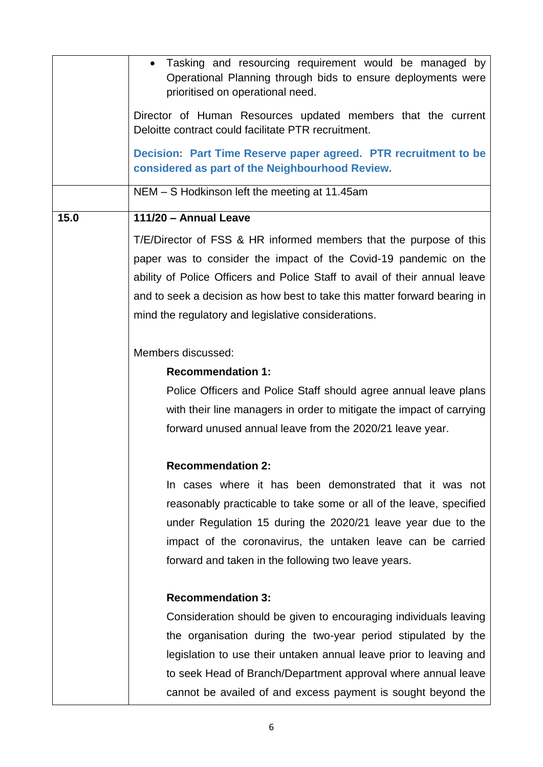| | |
|---|---|
| | • Tasking and resourcing requirement would be managed by Operational Planning through bids to ensure deployments were prioritised on operational need.<br><br>Director of Human Resources updated members that the current Deloitte contract could facilitate PTR recruitment.<br><br>**Decision: Part Time Reserve paper agreed. PTR recruitment to be considered as part of the Neighbourhood Review.** |
| | NEM – S Hodkinson left the meeting at 11.45am |
| **15.0** | **111/20 – Annual Leave**<br><br>T/E/Director of FSS & HR informed members that the purpose of this paper was to consider the impact of the Covid-19 pandemic on the ability of Police Officers and Police Staff to avail of their annual leave and to seek a decision as how best to take this matter forward bearing in mind the regulatory and legislative considerations.<br><br>Members discussed:<br><br>**Recommendation 1:**<br>Police Officers and Police Staff should agree annual leave plans with their line managers in order to mitigate the impact of carrying forward unused annual leave from the 2020/21 leave year.<br><br>**Recommendation 2:**<br>In cases where it has been demonstrated that it was not reasonably practicable to take some or all of the leave, specified under Regulation 15 during the 2020/21 leave year due to the impact of the coronavirus, the untaken leave can be carried forward and taken in the following two leave years.<br><br>**Recommendation 3:**<br>Consideration should be given to encouraging individuals leaving the organisation during the two-year period stipulated by the legislation to use their untaken annual leave prior to leaving and to seek Head of Branch/Department approval where annual leave cannot be availed of and excess payment is sought beyond the |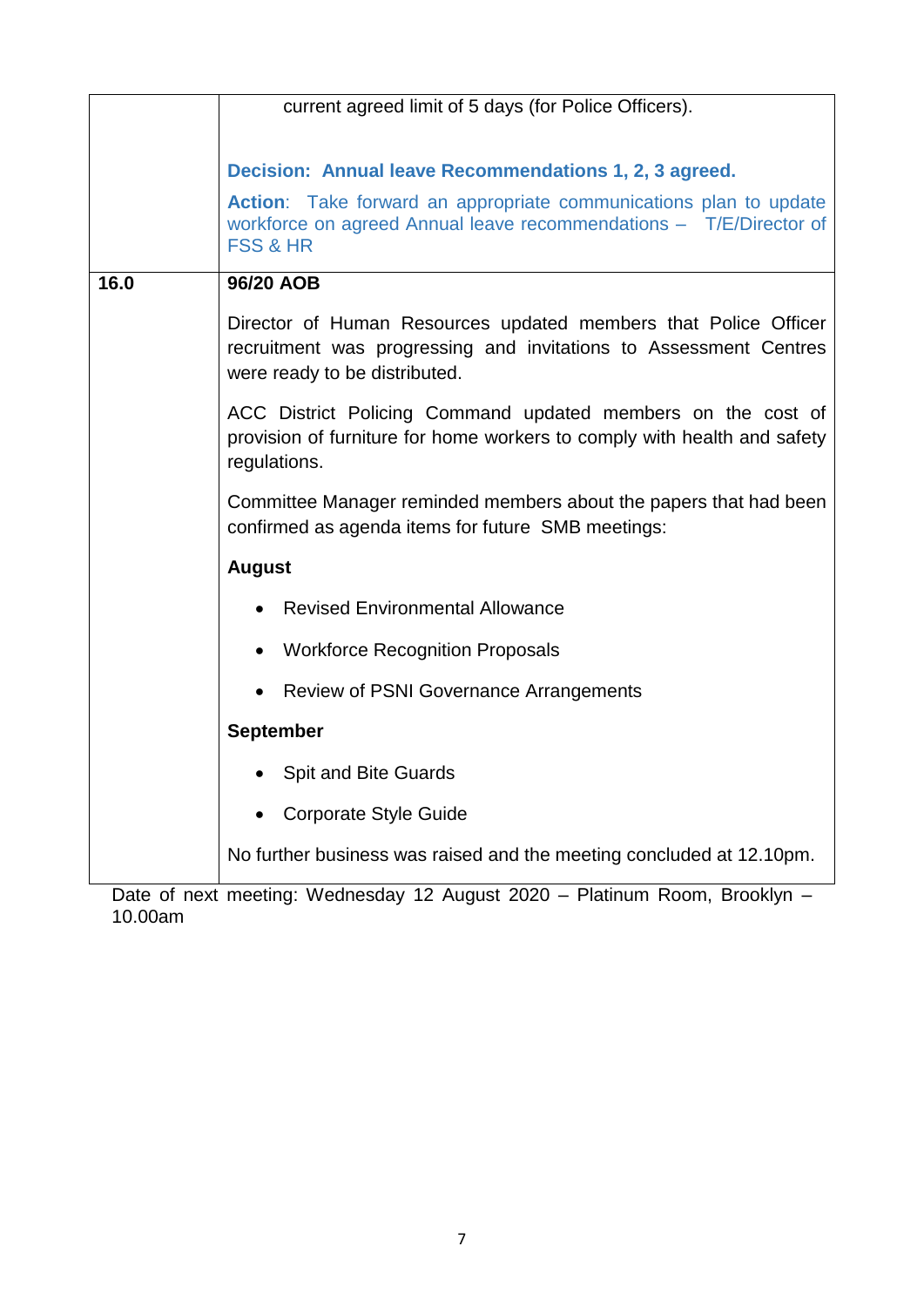| | |
|---|---|
| | current agreed limit of 5 days (for Police Officers).<br><br>**Decision: Annual leave Recommendations 1, 2, 3 agreed.**<br><br>**Action**: Take forward an appropriate communications plan to update workforce on agreed Annual leave recommendations – T/E/Director of FSS & HR |
| **16.0** | **96/20 AOB**<br><br>Director of Human Resources updated members that Police Officer recruitment was progressing and invitations to Assessment Centres were ready to be distributed.<br><br>ACC District Policing Command updated members on the cost of provision of furniture for home workers to comply with health and safety regulations.<br><br>Committee Manager reminded members about the papers that had been confirmed as agenda items for future SMB meetings:<br><br>**August**<br><br>• Revised Environmental Allowance<br>• Workforce Recognition Proposals<br>• Review of PSNI Governance Arrangements<br><br>**September**<br><br>• Spit and Bite Guards<br>• Corporate Style Guide<br><br>No further business was raised and the meeting concluded at 12.10pm. |

Date of next meeting: Wednesday 12 August 2020 – Platinum Room, Brooklyn – 10.00am